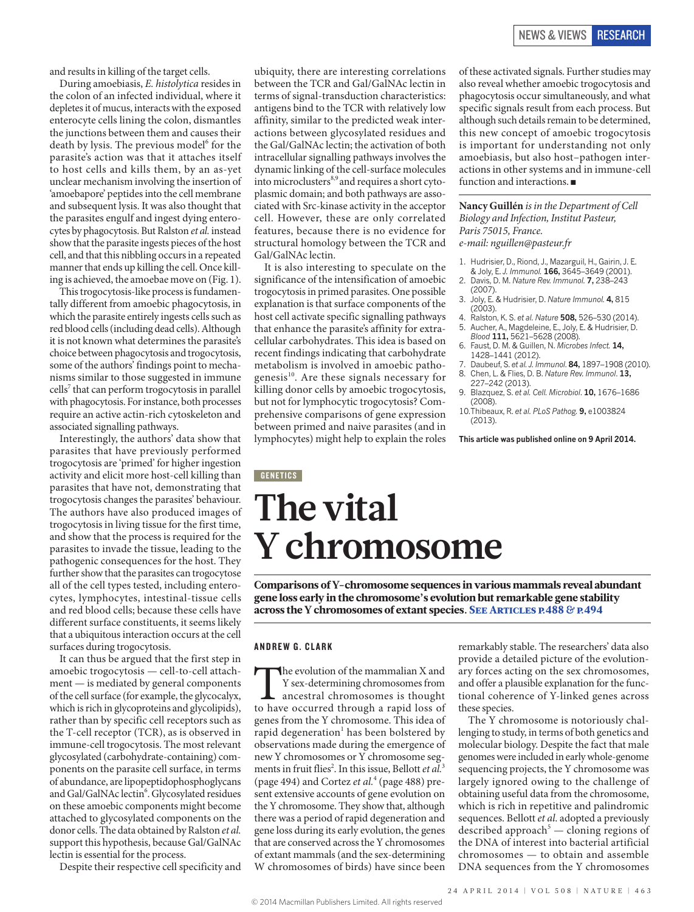and results in killing of the target cells.

During amoebiasis, *E. histolytica* resides in the colon of an infected individual, where it depletes it of mucus, interacts with the exposed enterocyte cells lining the colon, dismantles the junctions between them and causes their death by lysis. The previous model[6] for the parasite's action was that it attaches itself to host cells and kills them, by an as-yet unclear mechanism involving the insertion of 'amoebapore' peptides into the cell membrane and subsequent lysis. It was also thought that the parasites engulf and ingest dying enterocytes by phagocytosis. But Ralston *et al.* instead show that the parasite ingests pieces of the host cell, and that this nibbling occurs in a repeated manner that ends up killing the cell. Once killing is achieved, the amoebae move on (Fig. 1).

This trogocytosis-like process is fundamentally different from amoebic phagocytosis, in which the parasite entirely ingests cells such as red blood cells (including dead cells). Although it is not known what determines the parasite's choice between phagocytosis and trogocytosis, some of the authors' findings point to mechanisms similar to those suggested in immune cells[7] that can perform trogocytosis in parallel with phagocytosis. For instance, both processes require an active actin-rich cytoskeleton and associated signalling pathways.

Interestingly, the authors' data show that parasites that have previously performed trogocytosis are 'primed' for higher ingestion activity and elicit more host-cell killing than parasites that have not, demonstrating that trogocytosis changes the parasites' behaviour. The authors have also produced images of trogocytosis in living tissue for the first time, and show that the process is required for the parasites to invade the tissue, leading to the pathogenic consequences for the host. They further show that the parasites can trogocytose all of the cell types tested, including enterocytes, lymphocytes, intestinal-tissue cells and red blood cells; because these cells have different surface constituents, it seems likely that a ubiquitous interaction occurs at the cell surfaces during trogocytosis.

It can thus be argued that the first step in amoebic trogocytosis — cell-to-cell attachment — is mediated by general components of the cell surface (for example, the glycocalyx, which is rich in glycoproteins and glycolipids), rather than by specific cell receptors such as the T-cell receptor (TCR), as is observed in immune-cell trogocytosis. The most relevant glycosylated (carbohydrate-containing) components on the parasite cell surface, in terms of abundance, are lipopeptidophosphoglycans and Gal/GalNAc lectin[6]. Glycosylated residues on these amoebic components might become attached to glycosylated components on the donor cells. The data obtained by Ralston *et al.* support this hypothesis, because Gal/GalNAc lectin is essential for the process.

Despite their respective cell specificity and ubiquity, there are interesting correlations between the TCR and Gal/GalNAc lectin in terms of signal-transduction characteristics: antigens bind to the TCR with relatively low affinity, similar to the predicted weak interactions between glycosylated residues and the Gal/GalNAc lectin; the activation of both intracellular signalling pathways involves the dynamic linking of the cell-surface molecules into microclusters[8,9] and requires a short cytoplasmic domain; and both pathways are associated with Src-kinase activity in the acceptor cell. However, these are only correlated features, because there is no evidence for structural homology between the TCR and Gal/GalNAc lectin.

It is also interesting to speculate on the significance of the intensification of amoebic trogocytosis in primed parasites. One possible explanation is that surface components of the host cell activate specific signalling pathways that enhance the parasite's affinity for extracellular carbohydrates. This idea is based on recent findings indicating that carbohydrate metabolism is involved in amoebic pathogenesis[10]. Are these signals necessary for killing donor cells by amoebic trogocytosis, but not for lymphocytic trogocytosis? Comprehensive comparisons of gene expression between primed and naive parasites (and in lymphocytes) might help to explain the roles of these activated signals. Further studies may also reveal whether amoebic trogocytosis and phagocytosis occur simultaneously, and what specific signals result from each process. But although such details remain to be determined, this new concept of amoebic trogocytosis is important for understanding not only amoebiasis, but also host–pathogen interactions in other systems and in immune-cell function and interactions. ■

**Nancy Guillén** *is in the Department of Cell Biology and Infection, Institut Pasteur, Paris 75015, France.*
*e-mail: nguillen@pasteur.fr*

1. Hudrisier, D., Riond, J., Mazarguil, H., Gairin, J. E. & Joly, E. *J. Immunol.* **166,** 3645–3649 (2001).
2. Davis, D. M. *Nature Rev. Immunol.* **7,** 238–243 (2007).
3. Joly, E. & Hudrisier, D. *Nature Immunol.* **4,** 815 (2003).
4. Ralston, K. S. *et al. Nature* **508,** 526–530 (2014).
5. Aucher, A., Magdeleine, E., Joly, E. & Hudrisier, D. *Blood* **111,** 5621–5628 (2008).
6. Faust, D. M. & Guillen, N. *Microbes Infect.* **14,** 1428–1441 (2012).
7. Daubeuf, S. *et al. J. Immunol.* **84,** 1897–1908 (2010).
8. Chen, L. & Flies, D. B. *Nature Rev. Immunol*. **13,** 227–242 (2013).
9. Blazquez, S. *et al. Cell. Microbiol.* **10,** 1676–1686 (2008).
10. Thibeaux, R. *et al. PLoS Pathog.* **9,** e1003824 (2013).

**This article was published online on 9 April 2014.**

GENETICS

# The vital Y chromosome

**Comparisons of Y-chromosome sequences in various mammals reveal abundant gene loss early in the chromosome's evolution but remarkable gene stability across the Y chromosomes of extant species. See Articles p.488 & p.494**

ANDREW G. CLARK

The evolution of the mammalian X and Y sex-determining chromosomes from ancestral chromosomes is thought to have occurred through a rapid loss of genes from the Y chromosome. This idea of rapid degeneration[1] has been bolstered by observations made during the emergence of new Y chromosomes or Y chromosome segments in fruit flies[2]. In this issue, Bellott *et al.*[3] (page 494) and Cortez *et al.*[4] (page 488) present extensive accounts of gene evolution on the Y chromosome. They show that, although there was a period of rapid degeneration and gene loss during its early evolution, the genes that are conserved across the Y chromosomes of extant mammals (and the sex-determining W chromosomes of birds) have since been remarkably stable. The researchers' data also provide a detailed picture of the evolutionary forces acting on the sex chromosomes, and offer a plausible explanation for the functional coherence of Y-linked genes across these species.

The Y chromosome is notoriously challenging to study, in terms of both genetics and molecular biology. Despite the fact that male genomes were included in early whole-genome sequencing projects, the Y chromosome was largely ignored owing to the challenge of obtaining useful data from the chromosome, which is rich in repetitive and palindromic sequences. Bellott *et al.* adopted a previously described approach[5] — cloning regions of the DNA of interest into bacterial artificial chromosomes — to obtain and assemble DNA sequences from the Y chromosomes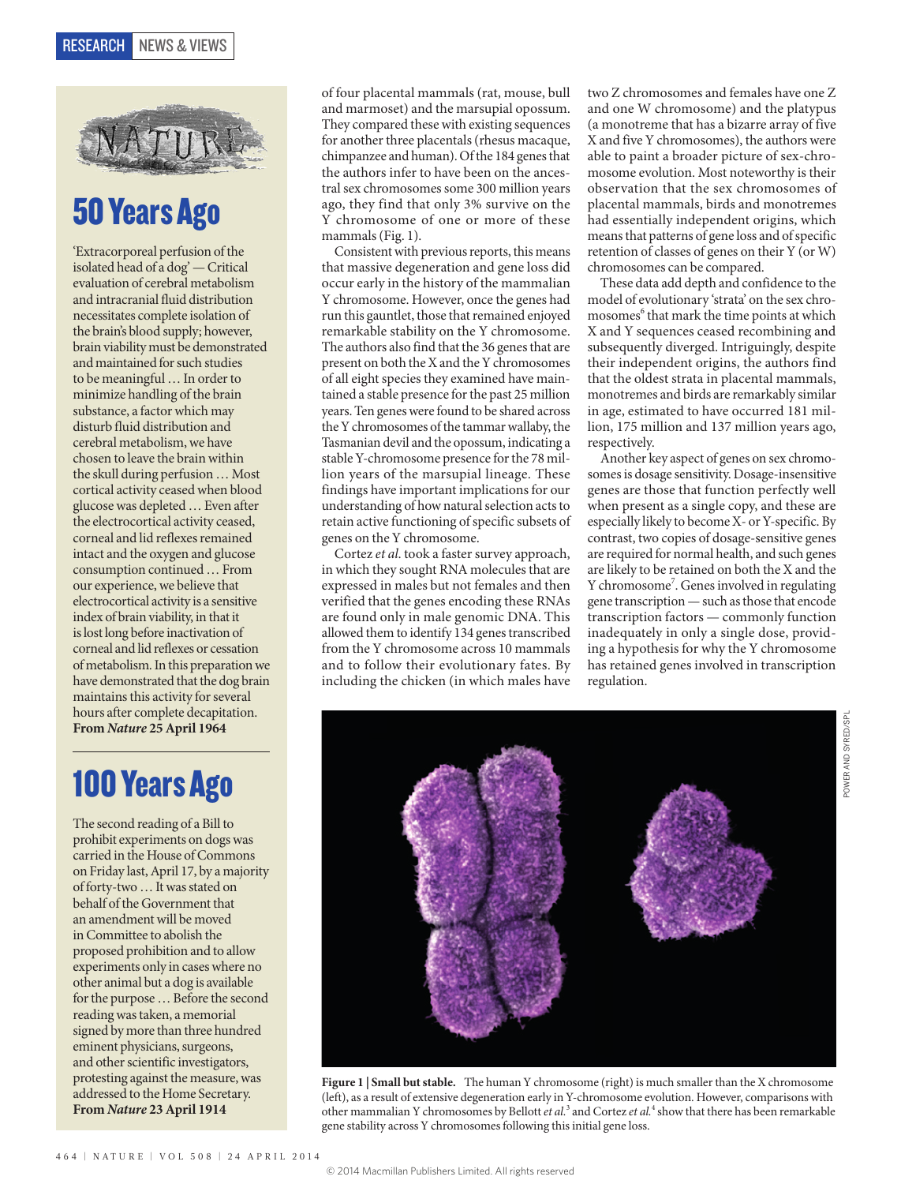## 50 Years Ago

'Extracorporeal perfusion of the isolated head of a dog' — Critical evaluation of cerebral metabolism and intracranial fluid distribution necessitates complete isolation of the brain's blood supply; however, brain viability must be demonstrated and maintained for such studies to be meaningful … In order to minimize handling of the brain substance, a factor which may disturb fluid distribution and cerebral metabolism, we have chosen to leave the brain within the skull during perfusion … Most cortical activity ceased when blood glucose was depleted … Even after the electrocortical activity ceased, corneal and lid reflexes remained intact and the oxygen and glucose consumption continued … From our experience, we believe that electrocortical activity is a sensitive index of brain viability, in that it is lost long before inactivation of corneal and lid reflexes or cessation of metabolism. In this preparation we have demonstrated that the dog brain maintains this activity for several hours after complete decapitation.

**From *Nature* 25 April 1964**

## 100 Years Ago

The second reading of a Bill to prohibit experiments on dogs was carried in the House of Commons on Friday last, April 17, by a majority of forty-two … It was stated on behalf of the Government that an amendment will be moved in Committee to abolish the proposed prohibition and to allow experiments only in cases where no other animal but a dog is available for the purpose … Before the second reading was taken, a memorial signed by more than three hundred eminent physicians, surgeons, and other scientific investigators, protesting against the measure, was addressed to the Home Secretary.

**From *Nature* 23 April 1914**

of four placental mammals (rat, mouse, bull and marmoset) and the marsupial opossum. They compared these with existing sequences for another three placentals (rhesus macaque, chimpanzee and human). Of the 184 genes that the authors infer to have been on the ancestral sex chromosomes some 300 million years ago, they find that only 3% survive on the Y chromosome of one or more of these mammals (Fig. 1).

Consistent with previous reports, this means that massive degeneration and gene loss did occur early in the history of the mammalian Y chromosome. However, once the genes had run this gauntlet, those that remained enjoyed remarkable stability on the Y chromosome. The authors also find that the 36 genes that are present on both the X and the Y chromosomes of all eight species they examined have maintained a stable presence for the past 25 million years. Ten genes were found to be shared across the Y chromosomes of the tammar wallaby, the Tasmanian devil and the opossum, indicating a stable Y-chromosome presence for the 78 million years of the marsupial lineage. These findings have important implications for our understanding of how natural selection acts to retain active functioning of specific subsets of genes on the Y chromosome.

Cortez *et al.* took a faster survey approach, in which they sought RNA molecules that are expressed in males but not females and then verified that the genes encoding these RNAs are found only in male genomic DNA. This allowed them to identify 134 genes transcribed from the Y chromosome across 10 mammals and to follow their evolutionary fates. By including the chicken (in which males have two Z chromosomes and females have one Z and one W chromosome) and the platypus (a monotreme that has a bizarre array of five X and five Y chromosomes), the authors were able to paint a broader picture of sex-chromosome evolution. Most noteworthy is their observation that the sex chromosomes of placental mammals, birds and monotremes had essentially independent origins, which means that patterns of gene loss and of specific retention of classes of genes on their Y (or W) chromosomes can be compared.

These data add depth and confidence to the model of evolutionary 'strata' on the sex chromosomes[6] that mark the time points at which X and Y sequences ceased recombining and subsequently diverged. Intriguingly, despite their independent origins, the authors find that the oldest strata in placental mammals, monotremes and birds are remarkably similar in age, estimated to have occurred 181 million, 175 million and 137 million years ago, respectively.

Another key aspect of genes on sex chromosomes is dosage sensitivity. Dosage-insensitive genes are those that function perfectly well when present as a single copy, and these are especially likely to become X- or Y-specific. By contrast, two copies of dosage-sensitive genes are required for normal health, and such genes are likely to be retained on both the X and the Y chromosome[7]. Genes involved in regulating gene transcription — such as those that encode transcription factors — commonly function inadequately in only a single dose, providing a hypothesis for why the Y chromosome has retained genes involved in transcription regulation.

**Figure 1 | Small but stable.** The human Y chromosome (right) is much smaller than the X chromosome (left), as a result of extensive degeneration early in Y-chromosome evolution. However, comparisons with other mammalian Y chromosomes by Bellott *et al.*[3] and Cortez *et al.*[4] show that there has been remarkable gene stability across Y chromosomes following this initial gene loss.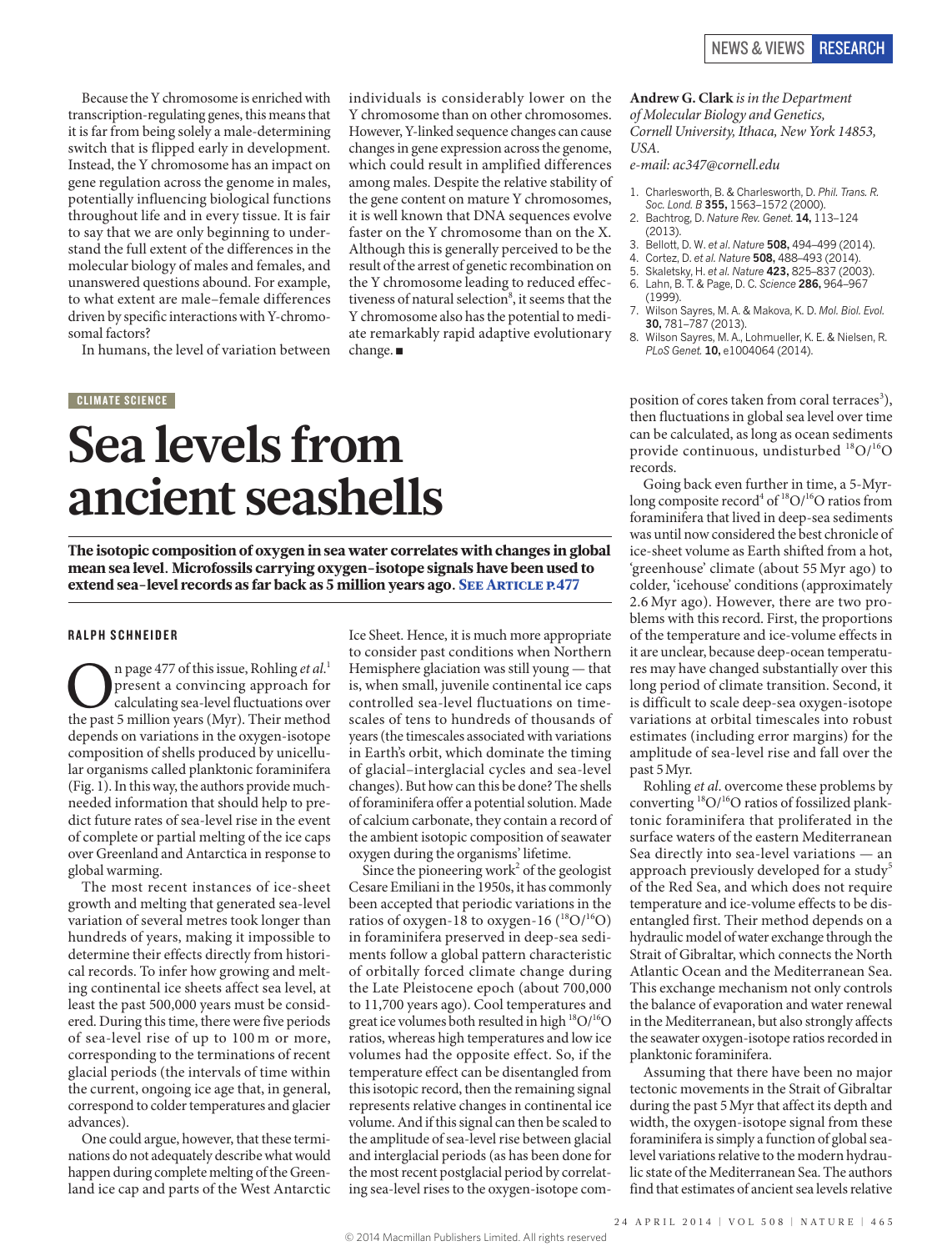Because the Y chromosome is enriched with transcription-regulating genes, this means that it is far from being solely a male-determining switch that is flipped early in development. Instead, the Y chromosome has an impact on gene regulation across the genome in males, potentially influencing biological functions throughout life and in every tissue. It is fair to say that we are only beginning to understand the full extent of the differences in the molecular biology of males and females, and unanswered questions abound. For example, to what extent are male–female differences driven by specific interactions with Y-chromosomal factors?

In humans, the level of variation between individuals is considerably lower on the Y chromosome than on other chromosomes. However, Y-linked sequence changes can cause changes in gene expression across the genome, which could result in amplified differences among males. Despite the relative stability of the gene content on mature Y chromosomes, it is well known that DNA sequences evolve faster on the Y chromosome than on the X. Although this is generally perceived to be the result of the arrest of genetic recombination on the Y chromosome leading to reduced effectiveness of natural selection[8], it seems that the Y chromosome also has the potential to mediate remarkably rapid adaptive evolutionary change. ■

**Andrew G. Clark** *is in the Department of Molecular Biology and Genetics, Cornell University, Ithaca, New York 14853, USA.*
*e-mail: ac347@cornell.edu*

1. Charlesworth, B. & Charlesworth, D. *Phil. Trans. R. Soc. Lond. B* **355,** 1563–1572 (2000).
2. Bachtrog, D. *Nature Rev. Genet.* **14,** 113–124 (2013).
3. Bellott, D. W. *et al. Nature* **508,** 494–499 (2014).
4. Cortez, D. *et al. Nature* **508,** 488–493 (2014).
5. Skaletsky, H. *et al. Nature* **423,** 825–837 (2003).
6. Lahn, B. T. & Page, D. C. *Science* **286,** 964–967 (1999).
7. Wilson Sayres, M. A. & Makova, K. D. *Mol. Biol. Evol.* **30,** 781–787 (2013).
8. Wilson Sayres, M. A., Lohmueller, K. E. & Nielsen, R. *PLoS Genet.* **10,** e1004064 (2014).

CLIMATE SCIENCE

# Sea levels from ancient seashells

**The isotopic composition of oxygen in sea water correlates with changes in global mean sea level. Microfossils carrying oxygen-isotope signals have been used to extend sea-level records as far back as 5 million years ago. See Article p.477**

RALPH SCHNEIDER

On page 477 of this issue, Rohling *et al.*[1] present a convincing approach for calculating sea-level fluctuations over the past 5 million years (Myr). Their method depends on variations in the oxygen-isotope composition of shells produced by unicellular organisms called planktonic foraminifera (Fig. 1). In this way, the authors provide much-needed information that should help to predict future rates of sea-level rise in the event of complete or partial melting of the ice caps over Greenland and Antarctica in response to global warming.

The most recent instances of ice-sheet growth and melting that generated sea-level variation of several metres took longer than hundreds of years, making it impossible to determine their effects directly from historical records. To infer how growing and melting continental ice sheets affect sea level, at least the past 500,000 years must be considered. During this time, there were five periods of sea-level rise of up to 100 m or more, corresponding to the terminations of recent glacial periods (the intervals of time within the current, ongoing ice age that, in general, correspond to colder temperatures and glacier advances).

One could argue, however, that these terminations do not adequately describe what would happen during complete melting of the Greenland ice cap and parts of the West Antarctic Ice Sheet. Hence, it is much more appropriate to consider past conditions when Northern Hemisphere glaciation was still young — that is, when small, juvenile continental ice caps controlled sea-level fluctuations on timescales of tens to hundreds of thousands of years (the timescales associated with variations in Earth's orbit, which dominate the timing of glacial–interglacial cycles and sea-level changes). But how can this be done? The shells of foraminifera offer a potential solution. Made of calcium carbonate, they contain a record of the ambient isotopic composition of seawater oxygen during the organisms' lifetime.

Since the pioneering work[2] of the geologist Cesare Emiliani in the 1950s, it has commonly been accepted that periodic variations in the ratios of oxygen-18 to oxygen-16 ($^{18}O/^{16}O$) in foraminifera preserved in deep-sea sediments follow a global pattern characteristic of orbitally forced climate change during the Late Pleistocene epoch (about 700,000 to 11,700 years ago). Cool temperatures and great ice volumes both resulted in high $^{18}O/^{16}O$ ratios, whereas high temperatures and low ice volumes had the opposite effect. So, if the temperature effect can be disentangled from this isotopic record, then the remaining signal represents relative changes in continental ice volume. And if this signal can then be scaled to the amplitude of sea-level rise between glacial and interglacial periods (as has been done for the most recent postglacial period by correlating sea-level rises to the oxygen-isotope composition of cores taken from coral terraces[3]), then fluctuations in global sea level over time can be calculated, as long as ocean sediments provide continuous, undisturbed $^{18}O/^{16}O$ records.

Going back even further in time, a 5-Myr-long composite record[4] of $^{18}O/^{16}O$ ratios from foraminifera that lived in deep-sea sediments was until now considered the best chronicle of ice-sheet volume as Earth shifted from a hot, 'greenhouse' climate (about 55 Myr ago) to colder, 'icehouse' conditions (approximately 2.6 Myr ago). However, there are two problems with this record. First, the proportions of the temperature and ice-volume effects in it are unclear, because deep-ocean temperatures may have changed substantially over this long period of climate transition. Second, it is difficult to scale deep-sea oxygen-isotope variations at orbital timescales into robust estimates (including error margins) for the amplitude of sea-level rise and fall over the past 5 Myr.

Rohling *et al.* overcome these problems by converting $^{18}O/^{16}O$ ratios of fossilized planktonic foraminifera that proliferated in the surface waters of the eastern Mediterranean Sea directly into sea-level variations — an approach previously developed for a study[5] of the Red Sea, and which does not require temperature and ice-volume effects to be disentangled first. Their method depends on a hydraulic model of water exchange through the Strait of Gibraltar, which connects the North Atlantic Ocean and the Mediterranean Sea. This exchange mechanism not only controls the balance of evaporation and water renewal in the Mediterranean, but also strongly affects the seawater oxygen-isotope ratios recorded in planktonic foraminifera.

Assuming that there have been no major tectonic movements in the Strait of Gibraltar during the past 5 Myr that affect its depth and width, the oxygen-isotope signal from these foraminifera is simply a function of global sea-level variations relative to the modern hydraulic state of the Mediterranean Sea. The authors find that estimates of ancient sea levels relative